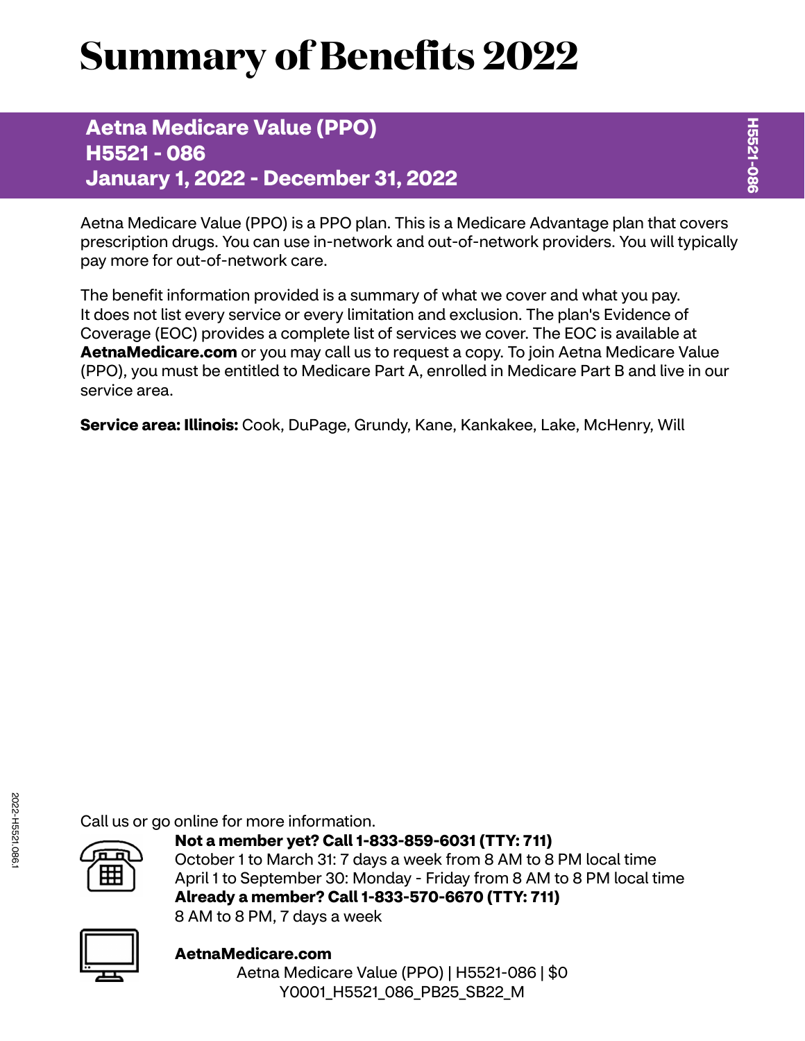# Summary of Benefits 2022

## Aetna Medicare Value (PPO)
## H5521 - 086
## January 1, 2022 - December 31, 2022

Aetna Medicare Value (PPO) is a PPO plan. This is a Medicare Advantage plan that covers prescription drugs. You can use in-network and out-of-network providers. You will typically pay more for out-of-network care.

The benefit information provided is a summary of what we cover and what you pay. It does not list every service or every limitation and exclusion. The plan's Evidence of Coverage (EOC) provides a complete list of services we cover. The EOC is available at **AetnaMedicare.com** or you may call us to request a copy. To join Aetna Medicare Value (PPO), you must be entitled to Medicare Part A, enrolled in Medicare Part B and live in our service area.

**Service area: Illinois:** Cook, DuPage, Grundy, Kane, Kankakee, Lake, McHenry, Will

Call us or go online for more information.

**Not a member yet? Call 1-833-859-6031 (TTY: 711)**
October 1 to March 31: 7 days a week from 8 AM to 8 PM local time
April 1 to September 30: Monday - Friday from 8 AM to 8 PM local time
**Already a member? Call 1-833-570-6670 (TTY: 711)**
8 AM to 8 PM, 7 days a week

**AetnaMedicare.com**

Aetna Medicare Value (PPO) | H5521-086 | $0
Y0001_H5521_086_PB25_SB22_M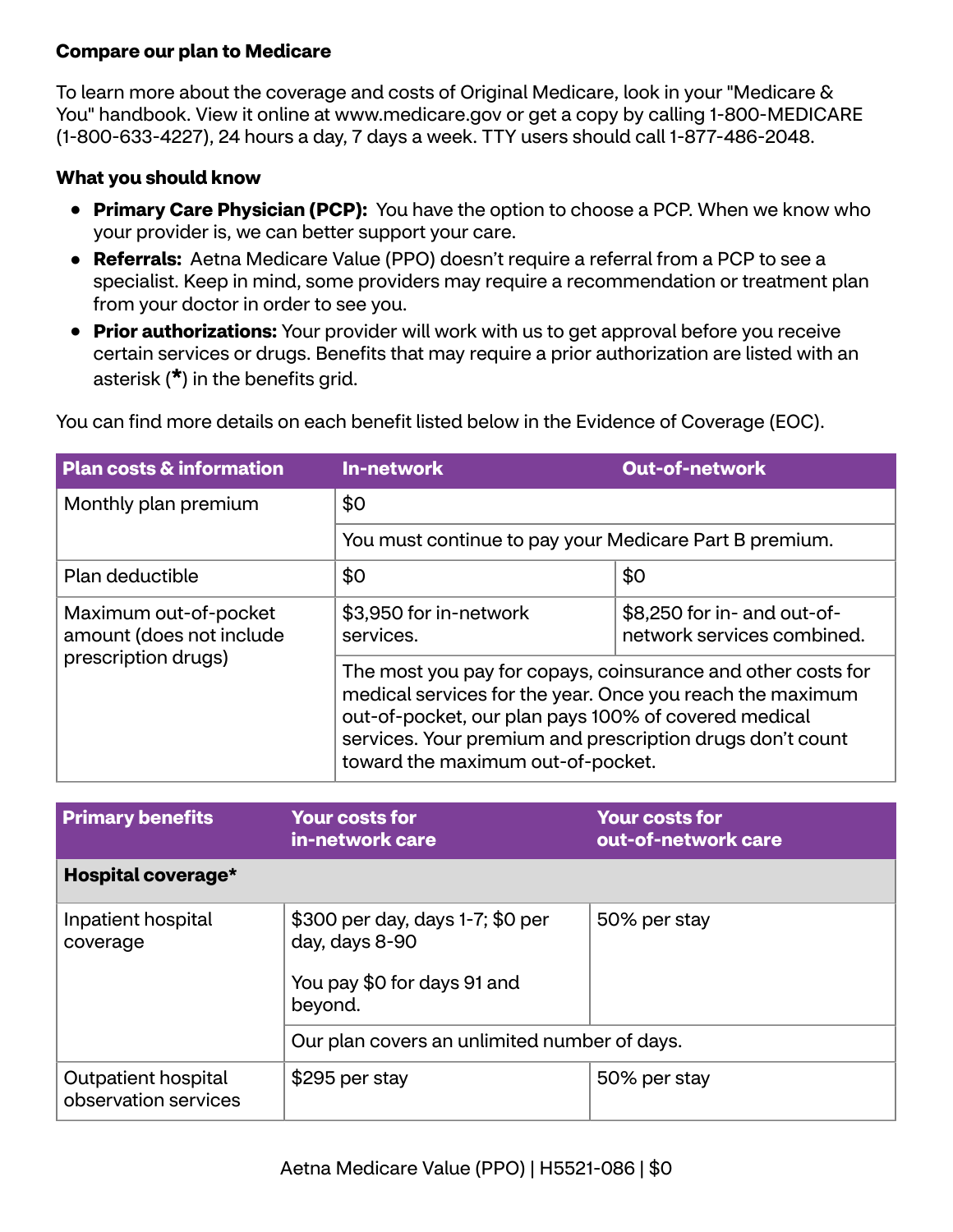**Compare our plan to Medicare**

To learn more about the coverage and costs of Original Medicare, look in your "Medicare & You" handbook. View it online at www.medicare.gov or get a copy by calling 1-800-MEDICARE (1-800-633-4227), 24 hours a day, 7 days a week. TTY users should call 1-877-486-2048.

**What you should know**

- **Primary Care Physician (PCP):** You have the option to choose a PCP. When we know who your provider is, we can better support your care.
- **Referrals:** Aetna Medicare Value (PPO) doesn't require a referral from a PCP to see a specialist. Keep in mind, some providers may require a recommendation or treatment plan from your doctor in order to see you.
- **Prior authorizations:** Your provider will work with us to get approval before you receive certain services or drugs. Benefits that may require a prior authorization are listed with an asterisk (*) in the benefits grid.

You can find more details on each benefit listed below in the Evidence of Coverage (EOC).

| Plan costs & information | In-network | Out-of-network |
|---|---|---|
| Monthly plan premium | $0 | |
| | You must continue to pay your Medicare Part B premium. | |
| Plan deductible | $0 | $0 |
| Maximum out-of-pocket amount (does not include prescription drugs) | $3,950 for in-network services. | $8,250 for in- and out-of-network services combined. |
| | The most you pay for copays, coinsurance and other costs for medical services for the year. Once you reach the maximum out-of-pocket, our plan pays 100% of covered medical services. Your premium and prescription drugs don't count toward the maximum out-of-pocket. | |

| Primary benefits | Your costs for in-network care | Your costs for out-of-network care |
|---|---|---|
| **Hospital coverage*** | | |
| Inpatient hospital coverage | $300 per day, days 1-7; $0 per day, days 8-90<br><br>You pay $0 for days 91 and beyond. | 50% per stay |
| | Our plan covers an unlimited number of days. | |
| Outpatient hospital observation services | $295 per stay | 50% per stay |

Aetna Medicare Value (PPO) | H5521-086 | $0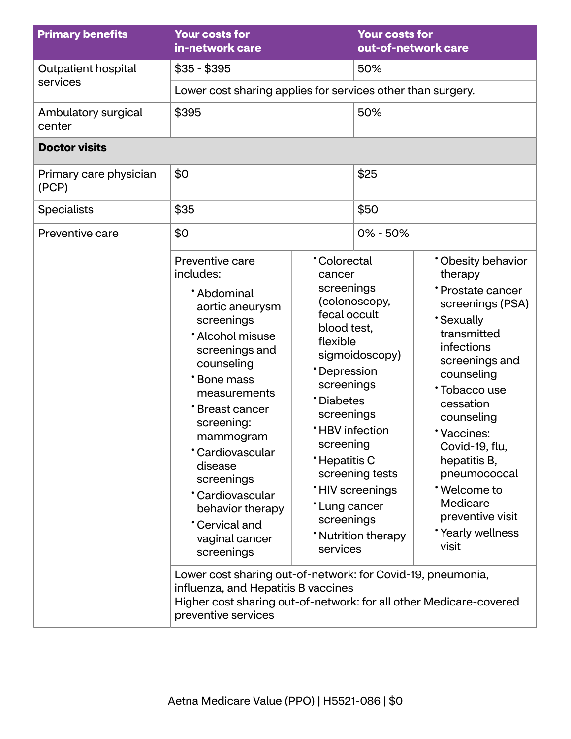| Primary benefits | Your costs for in-network care | Your costs for out-of-network care |
| --- | --- | --- |
| Outpatient hospital services | $35 - $395 | 50% |
| | Lower cost sharing applies for services other than surgery. | |
| Ambulatory surgical center | $395 | 50% |
| **Doctor visits** | | |
| Primary care physician (PCP) | $0 | $25 |
| Specialists | $35 | $50 |
| Preventive care | $0 | 0% - 50% |
| | Preventive care includes: • Abdominal aortic aneurysm screenings • Alcohol misuse screenings and counseling • Bone mass measurements • Breast cancer screening: mammogram • Cardiovascular disease screenings • Cardiovascular behavior therapy • Cervical and vaginal cancer screenings • Colorectal cancer screenings (colonoscopy, fecal occult blood test, flexible sigmoidoscopy) • Depression screenings • Diabetes screenings • HBV infection screening • Hepatitis C screening tests • HIV screenings • Lung cancer screenings • Nutrition therapy services • Obesity behavior therapy • Prostate cancer screenings (PSA) • Sexually transmitted infections screenings and counseling • Tobacco use cessation counseling • Vaccines: Covid-19, flu, hepatitis B, pneumococcal • Welcome to Medicare preventive visit • Yearly wellness visit | |
| | Lower cost sharing out-of-network: for Covid-19, pneumonia, influenza, and Hepatitis B vaccines. Higher cost sharing out-of-network: for all other Medicare-covered preventive services | |

Aetna Medicare Value (PPO) | H5521-086 | $0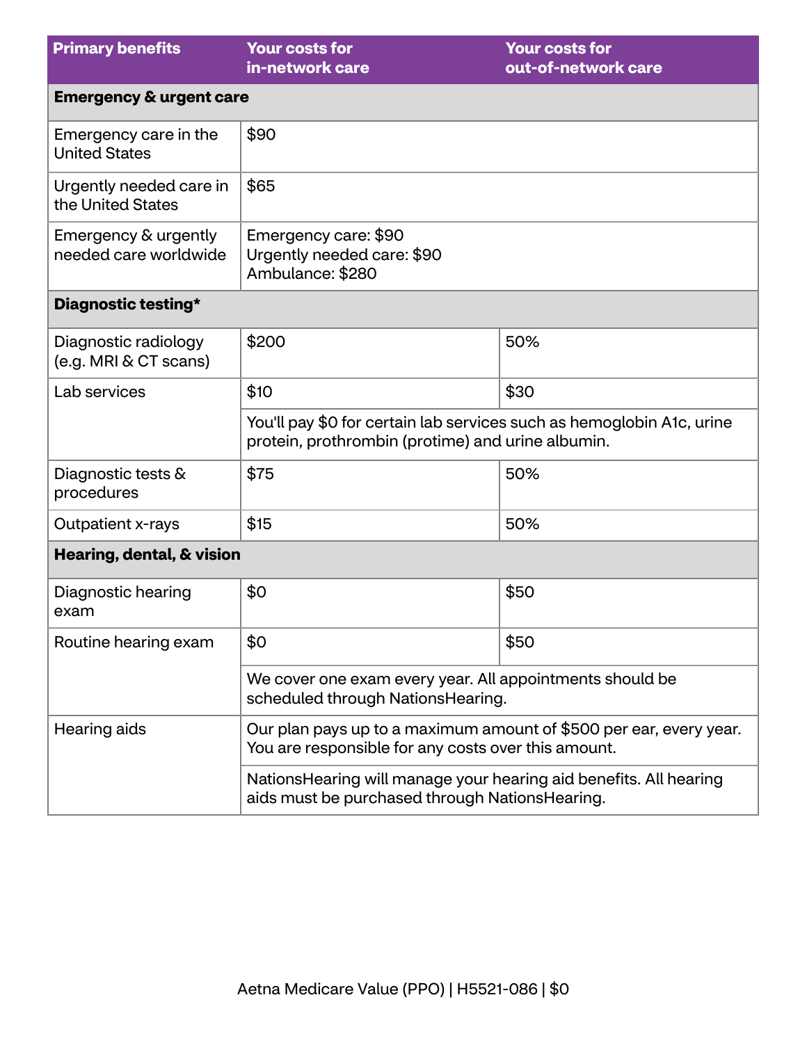| Primary benefits | Your costs for in-network care | Your costs for out-of-network care |
|---|---|---|
| **Emergency & urgent care** | | |
| Emergency care in the United States | $90 | |
| Urgently needed care in the United States | $65 | |
| Emergency & urgently needed care worldwide | Emergency care: $90<br>Urgently needed care: $90<br>Ambulance: $280 | |
| **Diagnostic testing*** | | |
| Diagnostic radiology (e.g. MRI & CT scans) | $200 | 50% |
| Lab services | $10 | $30 |
| | You'll pay $0 for certain lab services such as hemoglobin A1c, urine protein, prothrombin (protime) and urine albumin. | |
| Diagnostic tests & procedures | $75 | 50% |
| Outpatient x-rays | $15 | 50% |
| **Hearing, dental, & vision** | | |
| Diagnostic hearing exam | $0 | $50 |
| Routine hearing exam | $0 | $50 |
| | We cover one exam every year. All appointments should be scheduled through NationsHearing. | |
| Hearing aids | Our plan pays up to a maximum amount of $500 per ear, every year. You are responsible for any costs over this amount. | |
| | NationsHearing will manage your hearing aid benefits. All hearing aids must be purchased through NationsHearing. | |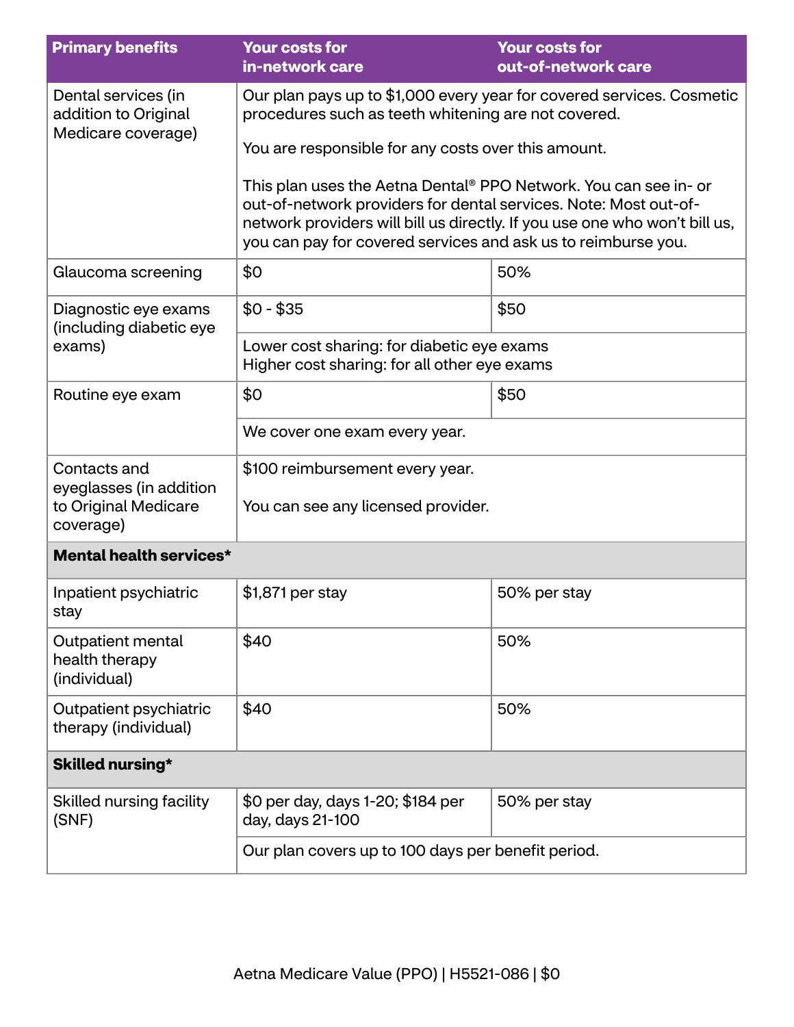| Primary benefits | Your costs for in-network care | Your costs for out-of-network care |
|---|---|---|
| Dental services (in addition to Original Medicare coverage) | Our plan pays up to $1,000 every year for covered services. Cosmetic procedures such as teeth whitening are not covered.<br><br>You are responsible for any costs over this amount.<br><br>This plan uses the Aetna Dental® PPO Network. You can see in- or out-of-network providers for dental services. Note: Most out-of-network providers will bill us directly. If you use one who won't bill us, you can pay for covered services and ask us to reimburse you. | |
| Glaucoma screening | $0 | 50% |
| Diagnostic eye exams (including diabetic eye exams) | $0 - $35 | $50 |
| | Lower cost sharing: for diabetic eye exams<br>Higher cost sharing: for all other eye exams | |
| Routine eye exam | $0 | $50 |
| | We cover one exam every year. | |
| Contacts and eyeglasses (in addition to Original Medicare coverage) | $100 reimbursement every year.<br><br>You can see any licensed provider. | |
| **Mental health services*** | | |
| Inpatient psychiatric stay | $1,871 per stay | 50% per stay |
| Outpatient mental health therapy (individual) | $40 | 50% |
| Outpatient psychiatric therapy (individual) | $40 | 50% |
| **Skilled nursing*** | | |
| Skilled nursing facility (SNF) | $0 per day, days 1-20; $184 per day, days 21-100 | 50% per stay |
| | Our plan covers up to 100 days per benefit period. | |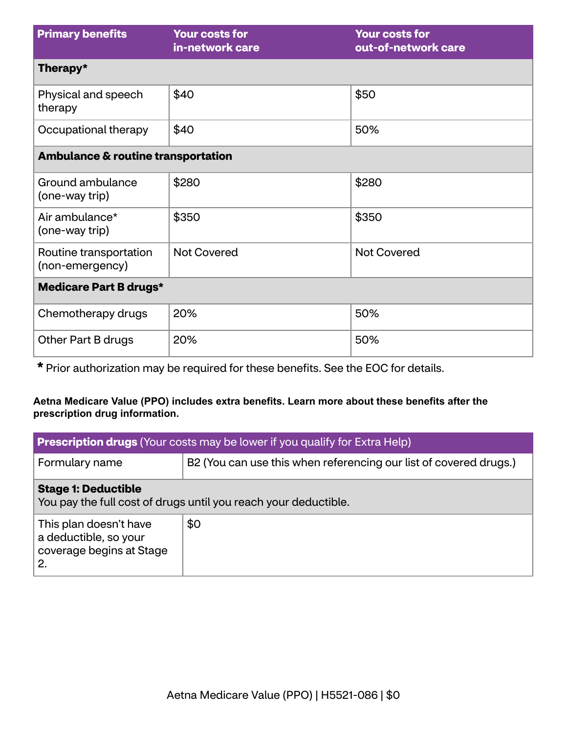| Primary benefits | Your costs for in-network care | Your costs for out-of-network care |
|---|---|---|
| **Therapy*** | | |
| Physical and speech therapy | $40 | $50 |
| Occupational therapy | $40 | 50% |
| **Ambulance & routine transportation** | | |
| Ground ambulance (one-way trip) | $280 | $280 |
| Air ambulance* (one-way trip) | $350 | $350 |
| Routine transportation (non-emergency) | Not Covered | Not Covered |
| **Medicare Part B drugs*** | | |
| Chemotherapy drugs | 20% | 50% |
| Other Part B drugs | 20% | 50% |

* Prior authorization may be required for these benefits. See the EOC for details.

**Aetna Medicare Value (PPO) includes extra benefits. Learn more about these benefits after the prescription drug information.**

| **Prescription drugs** (Your costs may be lower if you qualify for Extra Help) | |
|---|---|
| Formulary name | B2 (You can use this when referencing our list of covered drugs.) |
| **Stage 1: Deductible** You pay the full cost of drugs until you reach your deductible. | |
| This plan doesn't have a deductible, so your coverage begins at Stage 2. | $0 |

Aetna Medicare Value (PPO) | H5521-086 | $0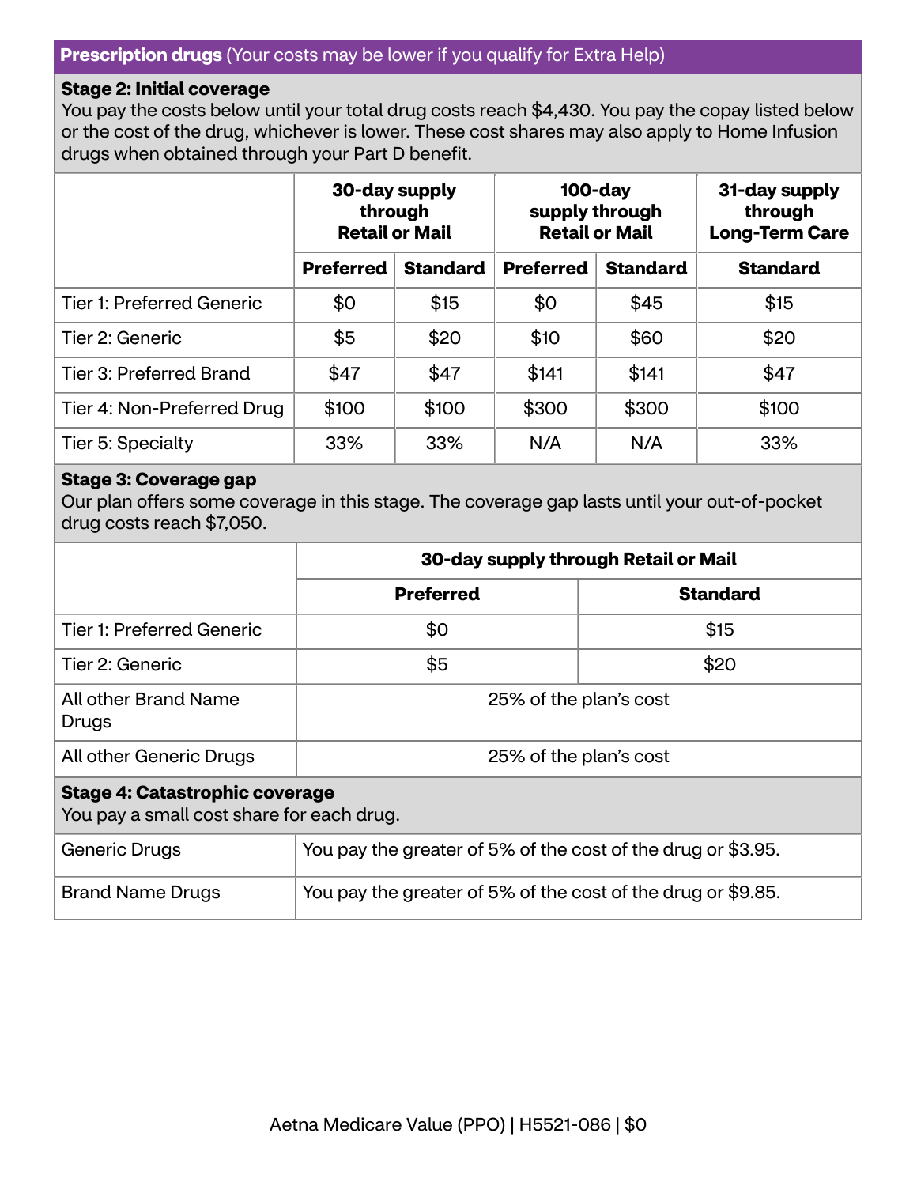**Prescription drugs** (Your costs may be lower if you qualify for Extra Help)

**Stage 2: Initial coverage**
You pay the costs below until your total drug costs reach $4,430. You pay the copay listed below or the cost of the drug, whichever is lower. These cost shares may also apply to Home Infusion drugs when obtained through your Part D benefit.

| | 30-day supply through Retail or Mail | | 100-day supply through Retail or Mail | | 31-day supply through Long-Term Care |
|---|---|---|---|---|---|
| | **Preferred** | **Standard** | **Preferred** | **Standard** | **Standard** |
| Tier 1: Preferred Generic | $0 | $15 | $0 | $45 | $15 |
| Tier 2: Generic | $5 | $20 | $10 | $60 | $20 |
| Tier 3: Preferred Brand | $47 | $47 | $141 | $141 | $47 |
| Tier 4: Non-Preferred Drug | $100 | $100 | $300 | $300 | $100 |
| Tier 5: Specialty | 33% | 33% | N/A | N/A | 33% |

**Stage 3: Coverage gap**
Our plan offers some coverage in this stage. The coverage gap lasts until your out-of-pocket drug costs reach $7,050.

| | 30-day supply through Retail or Mail | |
|---|---|---|
| | **Preferred** | **Standard** |
| Tier 1: Preferred Generic | $0 | $15 |
| Tier 2: Generic | $5 | $20 |
| All other Brand Name Drugs | 25% of the plan's cost | |
| All other Generic Drugs | 25% of the plan's cost | |

**Stage 4: Catastrophic coverage**
You pay a small cost share for each drug.

| | |
|---|---|
| Generic Drugs | You pay the greater of 5% of the cost of the drug or $3.95. |
| Brand Name Drugs | You pay the greater of 5% of the cost of the drug or $9.85. |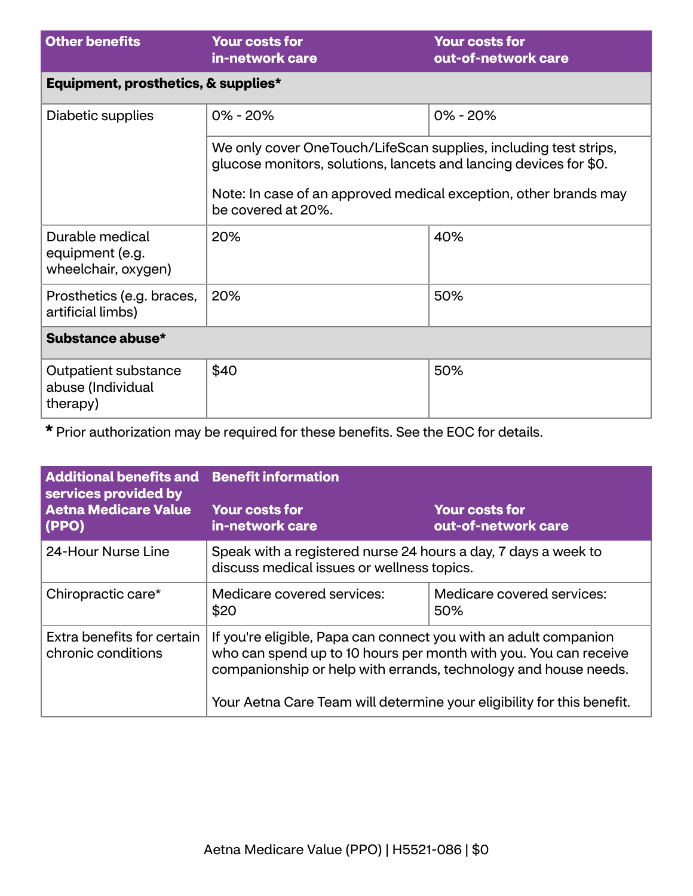| Other benefits | Your costs for in-network care | Your costs for out-of-network care |
|---|---|---|
| **Equipment, prosthetics, & supplies*** | | |
| Diabetic supplies | 0% - 20% | 0% - 20% |
| | We only cover OneTouch/LifeScan supplies, including test strips, glucose monitors, solutions, lancets and lancing devices for $0.<br><br>Note: In case of an approved medical exception, other brands may be covered at 20%. | |
| Durable medical equipment (e.g. wheelchair, oxygen) | 20% | 40% |
| Prosthetics (e.g. braces, artificial limbs) | 20% | 50% |
| **Substance abuse*** | | |
| Outpatient substance abuse (Individual therapy) | $40 | 50% |

* Prior authorization may be required for these benefits. See the EOC for details.

| Additional benefits and services provided by Aetna Medicare Value (PPO) | Benefit information<br><br>Your costs for in-network care | Your costs for out-of-network care |
|---|---|---|
| 24-Hour Nurse Line | Speak with a registered nurse 24 hours a day, 7 days a week to discuss medical issues or wellness topics. | |
| Chiropractic care* | Medicare covered services: $20 | Medicare covered services: 50% |
| Extra benefits for certain chronic conditions | If you're eligible, Papa can connect you with an adult companion who can spend up to 10 hours per month with you. You can receive companionship or help with errands, technology and house needs.<br><br>Your Aetna Care Team will determine your eligibility for this benefit. | |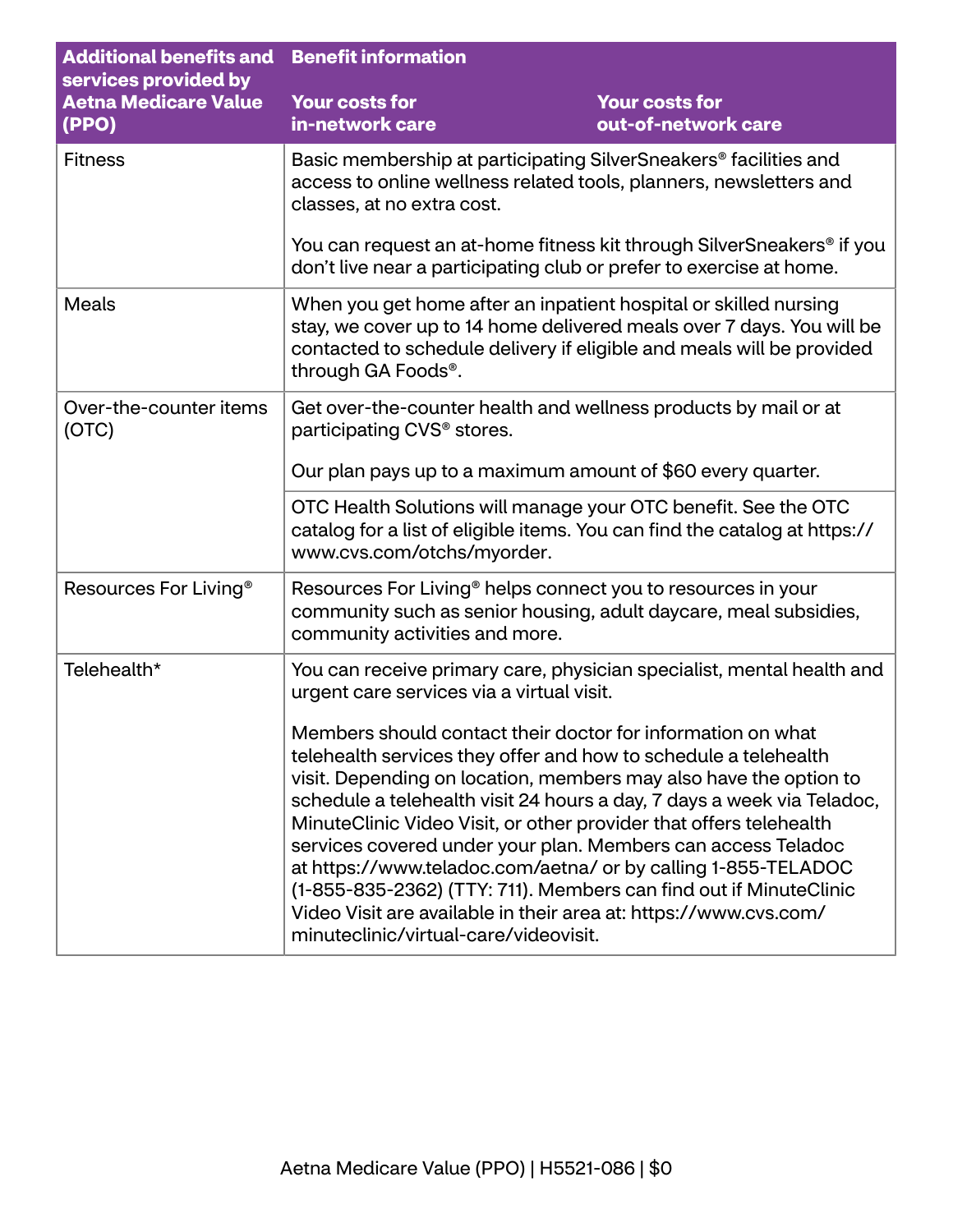| Additional benefits and services provided by Aetna Medicare Value (PPO) | Benefit information | |
|---|---|---|
| | **Your costs for in-network care** | **Your costs for out-of-network care** |
| Fitness | Basic membership at participating SilverSneakers® facilities and access to online wellness related tools, planners, newsletters and classes, at no extra cost.<br><br>You can request an at-home fitness kit through SilverSneakers® if you don't live near a participating club or prefer to exercise at home. | |
| Meals | When you get home after an inpatient hospital or skilled nursing stay, we cover up to 14 home delivered meals over 7 days. You will be contacted to schedule delivery if eligible and meals will be provided through GA Foods®. | |
| Over-the-counter items (OTC) | Get over-the-counter health and wellness products by mail or at participating CVS® stores.<br><br>Our plan pays up to a maximum amount of $60 every quarter. | |
| | OTC Health Solutions will manage your OTC benefit. See the OTC catalog for a list of eligible items. You can find the catalog at https://www.cvs.com/otchs/myorder. | |
| Resources For Living® | Resources For Living® helps connect you to resources in your community such as senior housing, adult daycare, meal subsidies, community activities and more. | |
| Telehealth* | You can receive primary care, physician specialist, mental health and urgent care services via a virtual visit.<br><br>Members should contact their doctor for information on what telehealth services they offer and how to schedule a telehealth visit. Depending on location, members may also have the option to schedule a telehealth visit 24 hours a day, 7 days a week via Teladoc, MinuteClinic Video Visit, or other provider that offers telehealth services covered under your plan. Members can access Teladoc at https://www.teladoc.com/aetna/ or by calling 1-855-TELADOC (1-855-835-2362) (TTY: 711). Members can find out if MinuteClinic Video Visit are available in their area at: https://www.cvs.com/minuteclinic/virtual-care/videovisit. | |

Aetna Medicare Value (PPO) | H5521-086 | $0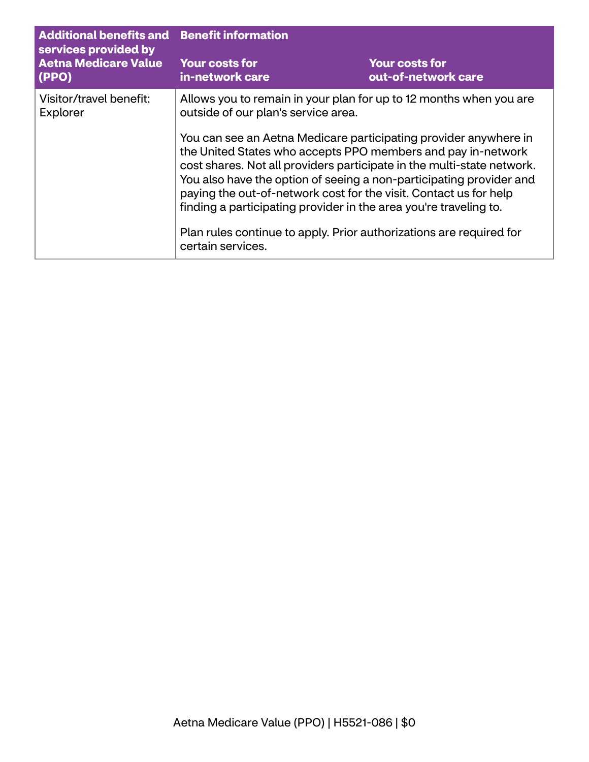| Additional benefits and services provided by Aetna Medicare Value (PPO) | Benefit information<br><br>Your costs for in-network care | <br><br>Your costs for out-of-network care |
| --- | --- | --- |
| Visitor/travel benefit: Explorer | Allows you to remain in your plan for up to 12 months when you are outside of our plan's service area.<br><br>You can see an Aetna Medicare participating provider anywhere in the United States who accepts PPO members and pay in-network cost shares. Not all providers participate in the multi-state network. You also have the option of seeing a non-participating provider and paying the out-of-network cost for the visit. Contact us for help finding a participating provider in the area you're traveling to.<br><br>Plan rules continue to apply. Prior authorizations are required for certain services. | |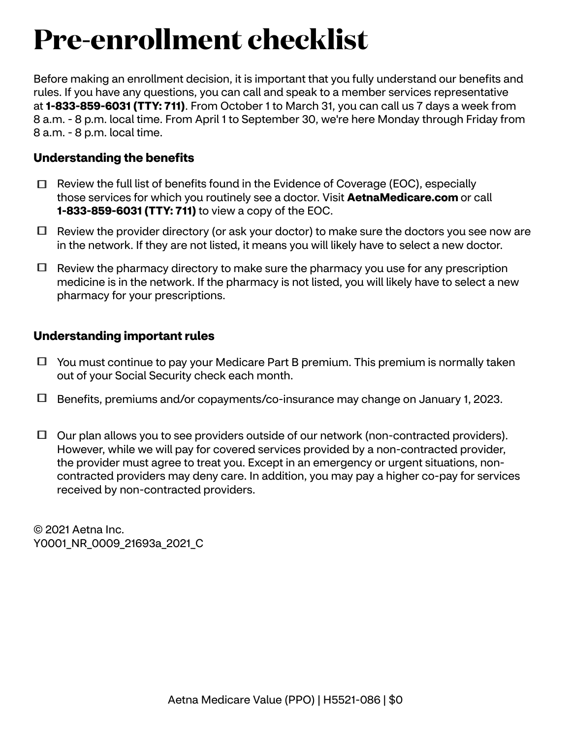# Pre-enrollment checklist

Before making an enrollment decision, it is important that you fully understand our benefits and rules. If you have any questions, you can call and speak to a member services representative at **1-833-859-6031 (TTY: 711)**. From October 1 to March 31, you can call us 7 days a week from 8 a.m. - 8 p.m. local time. From April 1 to September 30, we're here Monday through Friday from 8 a.m. - 8 p.m. local time.

### Understanding the benefits

- ☐ Review the full list of benefits found in the Evidence of Coverage (EOC), especially those services for which you routinely see a doctor. Visit **AetnaMedicare.com** or call **1-833-859-6031 (TTY: 711)** to view a copy of the EOC.
- ☐ Review the provider directory (or ask your doctor) to make sure the doctors you see now are in the network. If they are not listed, it means you will likely have to select a new doctor.
- ☐ Review the pharmacy directory to make sure the pharmacy you use for any prescription medicine is in the network. If the pharmacy is not listed, you will likely have to select a new pharmacy for your prescriptions.

### Understanding important rules

- ☐ You must continue to pay your Medicare Part B premium. This premium is normally taken out of your Social Security check each month.
- ☐ Benefits, premiums and/or copayments/co-insurance may change on January 1, 2023.
- ☐ Our plan allows you to see providers outside of our network (non-contracted providers). However, while we will pay for covered services provided by a non-contracted provider, the provider must agree to treat you. Except in an emergency or urgent situations, non-contracted providers may deny care. In addition, you may pay a higher co-pay for services received by non-contracted providers.

© 2021 Aetna Inc.
Y0001_NR_0009_21693a_2021_C

Aetna Medicare Value (PPO) | H5521-086 | $0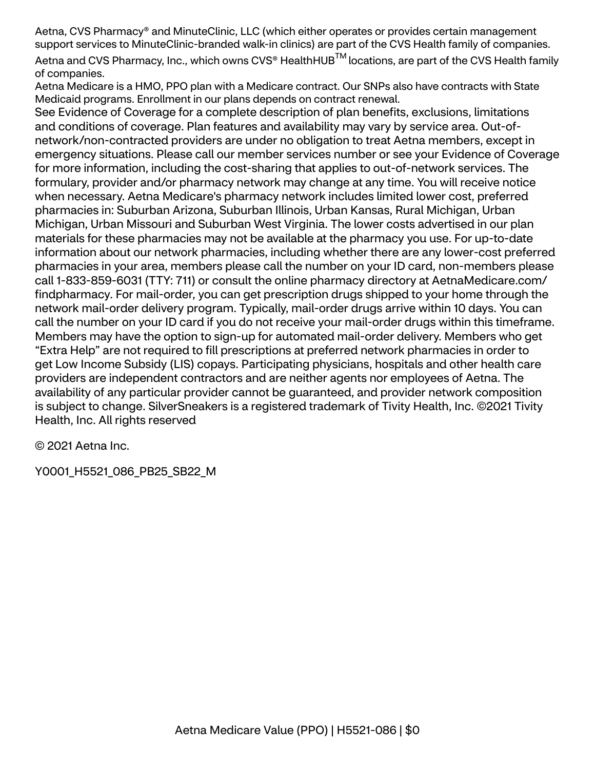Aetna, CVS Pharmacy® and MinuteClinic, LLC (which either operates or provides certain management support services to MinuteClinic-branded walk-in clinics) are part of the CVS Health family of companies.

Aetna and CVS Pharmacy, Inc., which owns CVS® HealthHUB™ locations, are part of the CVS Health family of companies.

Aetna Medicare is a HMO, PPO plan with a Medicare contract. Our SNPs also have contracts with State Medicaid programs. Enrollment in our plans depends on contract renewal.

See Evidence of Coverage for a complete description of plan benefits, exclusions, limitations and conditions of coverage. Plan features and availability may vary by service area. Out-of-network/non-contracted providers are under no obligation to treat Aetna members, except in emergency situations. Please call our member services number or see your Evidence of Coverage for more information, including the cost-sharing that applies to out-of-network services. The formulary, provider and/or pharmacy network may change at any time. You will receive notice when necessary. Aetna Medicare's pharmacy network includes limited lower cost, preferred pharmacies in: Suburban Arizona, Suburban Illinois, Urban Kansas, Rural Michigan, Urban Michigan, Urban Missouri and Suburban West Virginia. The lower costs advertised in our plan materials for these pharmacies may not be available at the pharmacy you use. For up-to-date information about our network pharmacies, including whether there are any lower-cost preferred pharmacies in your area, members please call the number on your ID card, non-members please call 1-833-859-6031 (TTY: 711) or consult the online pharmacy directory at AetnaMedicare.com/findpharmacy. For mail-order, you can get prescription drugs shipped to your home through the network mail-order delivery program. Typically, mail-order drugs arrive within 10 days. You can call the number on your ID card if you do not receive your mail-order drugs within this timeframe. Members may have the option to sign-up for automated mail-order delivery. Members who get "Extra Help" are not required to fill prescriptions at preferred network pharmacies in order to get Low Income Subsidy (LIS) copays. Participating physicians, hospitals and other health care providers are independent contractors and are neither agents nor employees of Aetna. The availability of any particular provider cannot be guaranteed, and provider network composition is subject to change. SilverSneakers is a registered trademark of Tivity Health, Inc. ©2021 Tivity Health, Inc. All rights reserved

© 2021 Aetna Inc.

Y0001_H5521_086_PB25_SB22_M

Aetna Medicare Value (PPO) | H5521-086 | $0